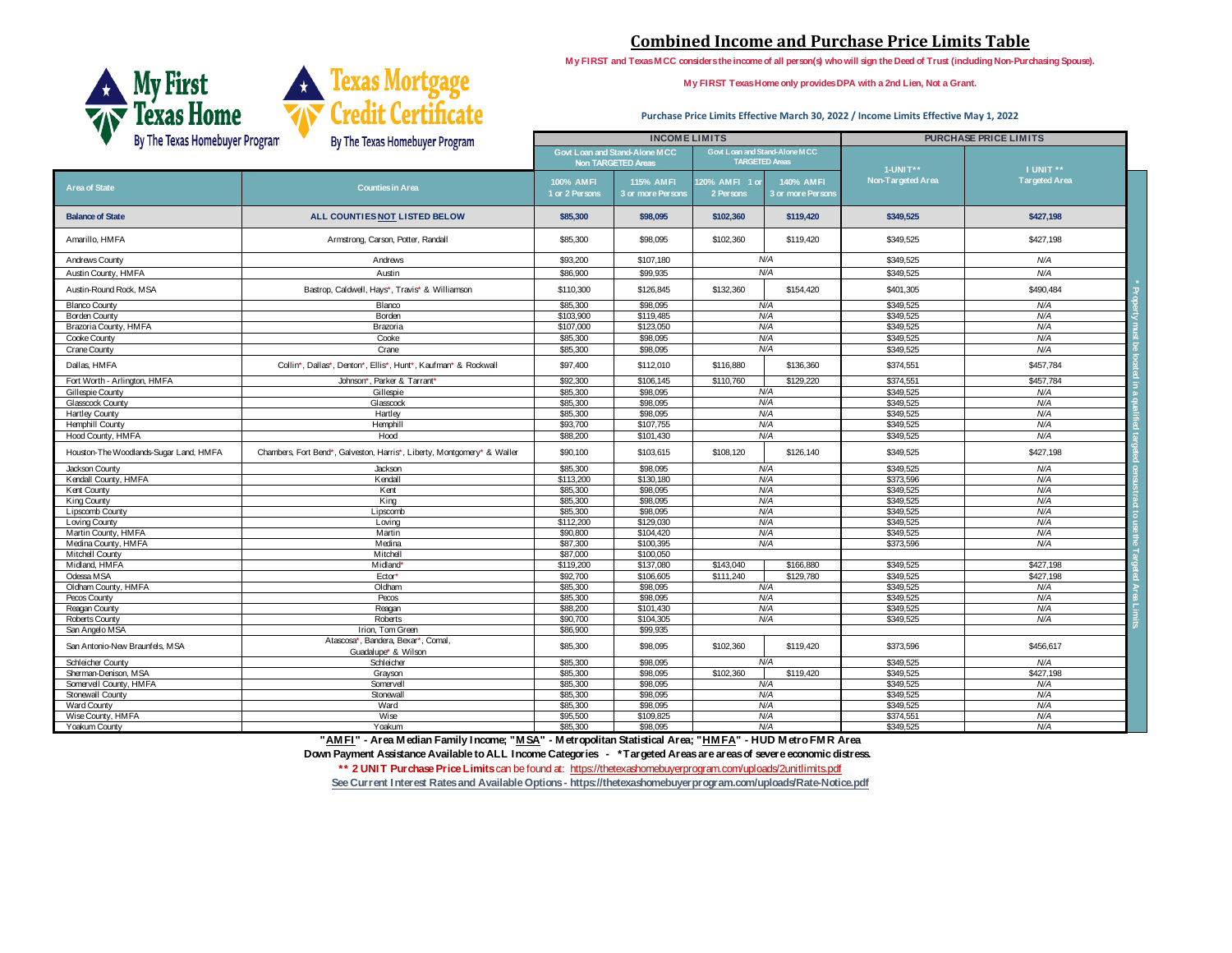# Combined Income and Purchase Price Limits Table

My FIRST and Texas MCC considers the income of all person(s) who will sign the Deed of Trust (including Non-Purchasing Spouse).

My FIRST Texas Home only provides DPA with a 2nd Lien, Not a Grant.

Purchase Price Limits Effective March 30, 2022 / Income Limits Effective May 1, 2022

My First Texas Home — By The Texas Homebuyer Program

Texas Mortgage Credit Certificate — By The Texas Homebuyer Program

| | | INCOME LIMITS | | | | PURCHASE PRICE LIMITS | |
|---|---|---|---|---|---|---|---|
| | | Govt Loan and Stand-Alone MCC Non TARGETED Areas | | Govt Loan and Stand-Alone MCC TARGETED Areas | | | |
| Area of State | Counties in Area | 100% AMFI 1 or 2 Persons | 115% AMFI 3 or more Persons | 120% AMFI 1 or 2 Persons | 140% AMFI 3 or more Persons | 1-UNIT** Non-Targeted Area | I UNIT ** Targeted Area |
| **Balance of State** | **ALL COUNTIES NOT LISTED BELOW** | **$85,300** | **$98,095** | **$102,360** | **$119,420** | **$349,525** | **$427,198** |
| Amarillo, HMFA | Armstrong, Carson, Potter, Randall | $85,300 | $98,095 | $102,360 | $119,420 | $349,525 | $427,198 |
| Andrews County | Andrews | $93,200 | $107,180 | N/A | | $349,525 | N/A |
| Austin County, HMFA | Austin | $86,900 | $99,935 | N/A | | $349,525 | N/A |
| Austin-Round Rock, MSA | Bastrop, Caldwell, Hays*, Travis* & Williamson | $110,300 | $126,845 | $132,360 | $154,420 | $401,305 | $490,484 |
| Blanco County | Blanco | $85,300 | $98,095 | N/A | | $349,525 | N/A |
| Borden County | Borden | $103,900 | $119,485 | N/A | | $349,525 | N/A |
| Brazoria County, HMFA | Brazoria | $107,000 | $123,050 | N/A | | $349,525 | N/A |
| Cooke County | Cooke | $85,300 | $98,095 | N/A | | $349,525 | N/A |
| Crane County | Crane | $85,300 | $98,095 | N/A | | $349,525 | N/A |
| Dallas, HMFA | Collin*, Dallas*, Denton*, Ellis*, Hunt*, Kaufman* & Rockwall | $97,400 | $112,010 | $116,880 | $136,360 | $374,551 | $457,784 |
| Fort Worth - Arlington, HMFA | Johnson*, Parker & Tarrant* | $92,300 | $106,145 | $110,760 | $129,220 | $374,551 | $457,784 |
| Gillespie County | Gillespie | $85,300 | $98,095 | N/A | | $349,525 | N/A |
| Glasscock County | Glasscock | $85,300 | $98,095 | N/A | | $349,525 | N/A |
| Hartley County | Hartley | $85,300 | $98,095 | N/A | | $349,525 | N/A |
| Hemphill County | Hemphill | $93,700 | $107,755 | N/A | | $349,525 | N/A |
| Hood County, HMFA | Hood | $88,200 | $101,430 | N/A | | $349,525 | N/A |
| Houston-The Woodlands-Sugar Land, HMFA | Chambers, Fort Bend*, Galveston, Harris*, Liberty, Montgomery* & Waller | $90,100 | $103,615 | $108,120 | $126,140 | $349,525 | $427,198 |
| Jackson County | Jackson | $85,300 | $98,095 | N/A | | $349,525 | N/A |
| Kendall County, HMFA | Kendall | $113,200 | $130,180 | N/A | | $373,596 | N/A |
| Kent County | Kent | $85,300 | $98,095 | N/A | | $349,525 | N/A |
| King County | King | $85,300 | $98,095 | N/A | | $349,525 | N/A |
| Lipscomb County | Lipscomb | $85,300 | $98,095 | N/A | | $349,525 | N/A |
| Loving County | Loving | $112,200 | $129,030 | N/A | | $349,525 | N/A |
| Martin County, HMFA | Martin | $90,800 | $104,420 | N/A | | $349,525 | N/A |
| Medina County, HMFA | Medina | $87,300 | $100,395 | N/A | | $373,596 | N/A |
| Mitchell County | Mitchell | $87,000 | $100,050 | | | | |
| Midland, HMFA | Midland* | $119,200 | $137,080 | $143,040 | $166,880 | $349,525 | $427,198 |
| Odessa MSA | Ector* | $92,700 | $106,605 | $111,240 | $129,780 | $349,525 | $427,198 |
| Oldham County, HMFA | Oldham | $85,300 | $98,095 | N/A | | $349,525 | N/A |
| Pecos County | Pecos | $85,300 | $98,095 | N/A | | $349,525 | N/A |
| Reagan County | Reagan | $88,200 | $101,430 | N/A | | $349,525 | N/A |
| Roberts County | Roberts | $90,700 | $104,305 | N/A | | $349,525 | N/A |
| San Angelo MSA | Irion, Tom Green | $86,900 | $99,935 | | | | |
| San Antonio-New Braunfels, MSA | Atascosa*, Bandera, Bexar*, Comal, Guadalupe* & Wilson | $85,300 | $98,095 | $102,360 | $119,420 | $373,596 | $456,617 |
| Schleicher County | Schleicher | $85,300 | $98,095 | N/A | | $349,525 | N/A |
| Sherman-Denison, MSA | Grayson | $85,300 | $98,095 | $102,360 | $119,420 | $349,525 | $427,198 |
| Somervell County, HMFA | Somervell | $85,300 | $98,095 | N/A | | $349,525 | N/A |
| Stonewall County | Stonewall | $85,300 | $98,095 | N/A | | $349,525 | N/A |
| Ward County | Ward | $85,300 | $98,095 | N/A | | $349,525 | N/A |
| Wise County, HMFA | Wise | $95,500 | $109,825 | N/A | | $374,551 | N/A |
| Yoakum County | Yoakum | $85,300 | $98,095 | N/A | | $349,525 | N/A |

* Property must be located in a qualified targeted censustract to use the Targeted Area Limits

**"AMFI" - Area Median Family Income; "MSA" - Metropolitan Statistical Area; "HMFA" - HUD Metro FMR Area**

**Down Payment Assistance Available to ALL Income Categories - *Targeted Areas are areas of severe economic distress.**

**** 2 UNIT Purchase Price Limits** can be found at: https://thetexashomebuyerprogram.com/uploads/2unitlimits.pdf

**See Current Interest Rates and Available Options - https://thetexashomebuyerprogram.com/uploads/Rate-Notice.pdf**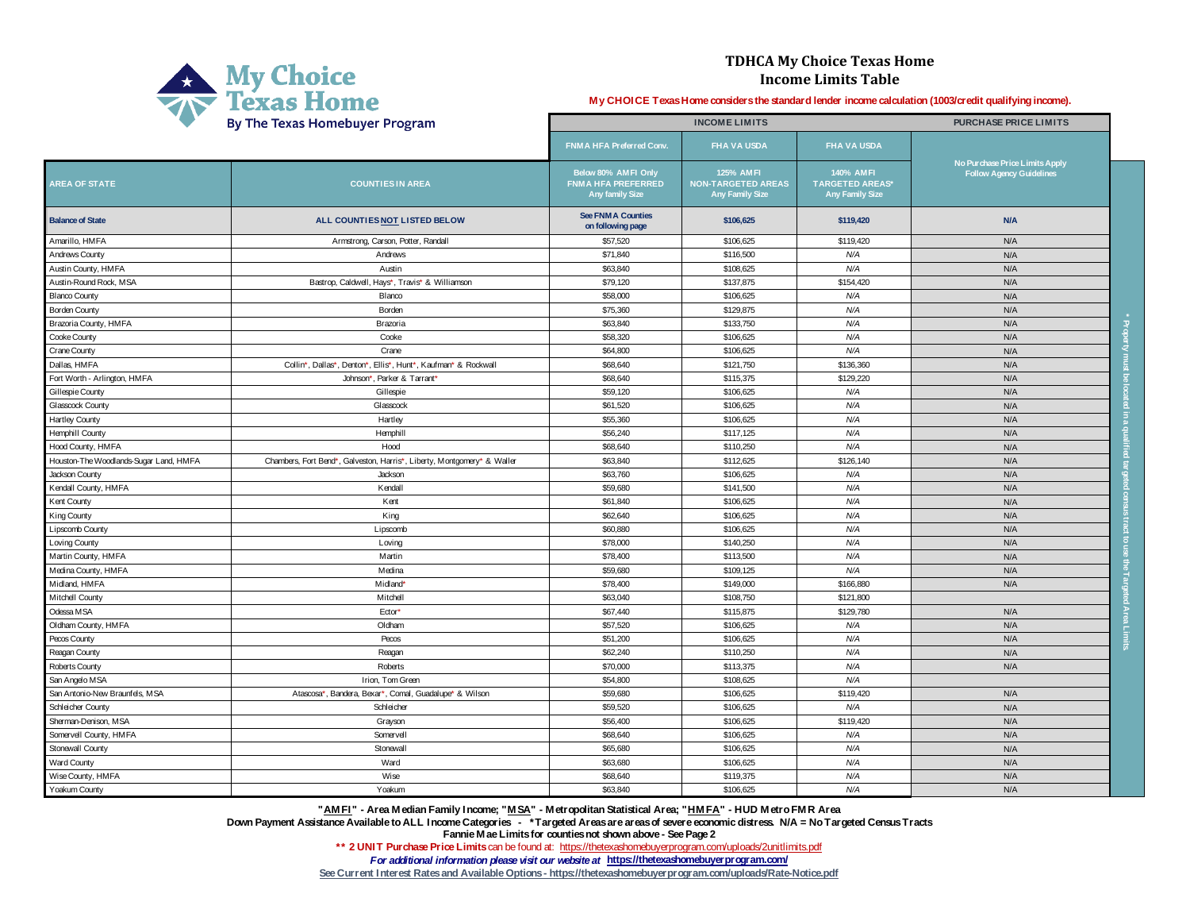My Choice Texas Home
By The Texas Homebuyer Program

# TDHCA My Choice Texas Home Income Limits Table

**My CHOICE Texas Home considers the standard lender income calculation (1003/credit qualifying income).**

| AREA OF STATE | COUNTIES IN AREA | INCOME LIMITS | | | PURCHASE PRICE LIMITS |
|---|---|---|---|---|---|
| | | FNMA HFA Preferred Conv. | FHA VA USDA | FHA VA USDA | No Purchase Price Limits Apply Follow Agency Guidelines |
| | | Below 80% AMFI Only FNMA HFA PREFERRED Any family Size | 125% AMFI NON-TARGETED AREAS Any Family Size | 140% AMFI TARGETED AREAS* Any Family Size | |
| **Balance of State** | **ALL COUNTIES NOT LISTED BELOW** | **See FNMA Counties on following page** | **$106,625** | **$119,420** | **N/A** |
| Amarillo, HMFA | Armstrong, Carson, Potter, Randall | $57,520 | $106,625 | $119,420 | N/A |
| Andrews County | Andrews | $71,840 | $116,500 | N/A | N/A |
| Austin County, HMFA | Austin | $63,840 | $108,625 | N/A | N/A |
| Austin-Round Rock, MSA | Bastrop, Caldwell, Hays*, Travis* & Williamson | $79,120 | $137,875 | $154,420 | N/A |
| Blanco County | Blanco | $58,000 | $106,625 | N/A | N/A |
| Borden County | Borden | $75,360 | $129,875 | N/A | N/A |
| Brazoria County, HMFA | Brazoria | $63,840 | $133,750 | N/A | N/A |
| Cooke County | Cooke | $58,320 | $106,625 | N/A | N/A |
| Crane County | Crane | $64,800 | $106,625 | N/A | N/A |
| Dallas, HMFA | Collin*, Dallas*, Denton*, Ellis*, Hunt*, Kaufman* & Rockwall | $68,640 | $121,750 | $136,360 | N/A |
| Fort Worth - Arlington, HMFA | Johnson*, Parker & Tarrant* | $68,640 | $115,375 | $129,220 | N/A |
| Gillespie County | Gillespie | $59,120 | $106,625 | N/A | N/A |
| Glasscock County | Glasscock | $61,520 | $106,625 | N/A | N/A |
| Hartley County | Hartley | $55,360 | $106,625 | N/A | N/A |
| Hemphill County | Hemphill | $56,240 | $117,125 | N/A | N/A |
| Hood County, HMFA | Hood | $68,640 | $110,250 | N/A | N/A |
| Houston-The Woodlands-Sugar Land, HMFA | Chambers, Fort Bend*, Galveston, Harris*, Liberty, Montgomery* & Waller | $63,840 | $112,625 | $126,140 | N/A |
| Jackson County | Jackson | $63,760 | $106,625 | N/A | N/A |
| Kendall County, HMFA | Kendall | $59,680 | $141,500 | N/A | N/A |
| Kent County | Kent | $61,840 | $106,625 | N/A | N/A |
| King County | King | $62,640 | $106,625 | N/A | N/A |
| Lipscomb County | Lipscomb | $60,880 | $106,625 | N/A | N/A |
| Loving County | Loving | $78,000 | $140,250 | N/A | N/A |
| Martin County, HMFA | Martin | $78,400 | $113,500 | N/A | N/A |
| Medina County, HMFA | Medina | $59,680 | $109,125 | N/A | N/A |
| Midland, HMFA | Midland* | $78,400 | $149,000 | $166,880 | N/A |
| Mitchell County | Mitchell | $63,040 | $108,750 | $121,800 | |
| Odessa MSA | Ector* | $67,440 | $115,875 | $129,780 | N/A |
| Oldham County, HMFA | Oldham | $57,520 | $106,625 | N/A | N/A |
| Pecos County | Pecos | $51,200 | $106,625 | N/A | N/A |
| Reagan County | Reagan | $62,240 | $110,250 | N/A | N/A |
| Roberts County | Roberts | $70,000 | $113,375 | N/A | N/A |
| San Angelo MSA | Irion, Tom Green | $54,800 | $108,625 | N/A | |
| San Antonio-New Braunfels, MSA | Atascosa*, Bandera, Bexar*, Comal, Guadalupe* & Wilson | $59,680 | $106,625 | $119,420 | N/A |
| Schleicher County | Schleicher | $59,520 | $106,625 | N/A | N/A |
| Sherman-Denison, MSA | Grayson | $56,400 | $106,625 | $119,420 | N/A |
| Somervell County, HMFA | Somervell | $68,640 | $106,625 | N/A | N/A |
| Stonewall County | Stonewall | $65,680 | $106,625 | N/A | N/A |
| Ward County | Ward | $63,680 | $106,625 | N/A | N/A |
| Wise County, HMFA | Wise | $68,640 | $119,375 | N/A | N/A |
| Yoakum County | Yoakum | $63,840 | $106,625 | N/A | N/A |

\* Property must be located in a qualified targeted census tract to use the Targeted Area Limits

**"AMFI" - Area Median Family Income; "MSA" - Metropolitan Statistical Area; "HMFA" - HUD Metro FMR Area**

**Down Payment Assistance Available to ALL Income Categories - *Targeted Areas are areas of severe economic distress. N/A = No Targeted Census Tracts**

**Fannie Mae Limits for counties not shown above - See Page 2**

**\*\* 2 UNIT Purchase Price Limits** can be found at: https://thetexashomebuyerprogram.com/uploads/2unitlimits.pdf

***For additional information please visit our website at*** **https://thetexashomebuyerprogram.com/**

**See Current Interest Rates and Available Options - https://thetexashomebuyerprogram.com/uploads/Rate-Notice.pdf**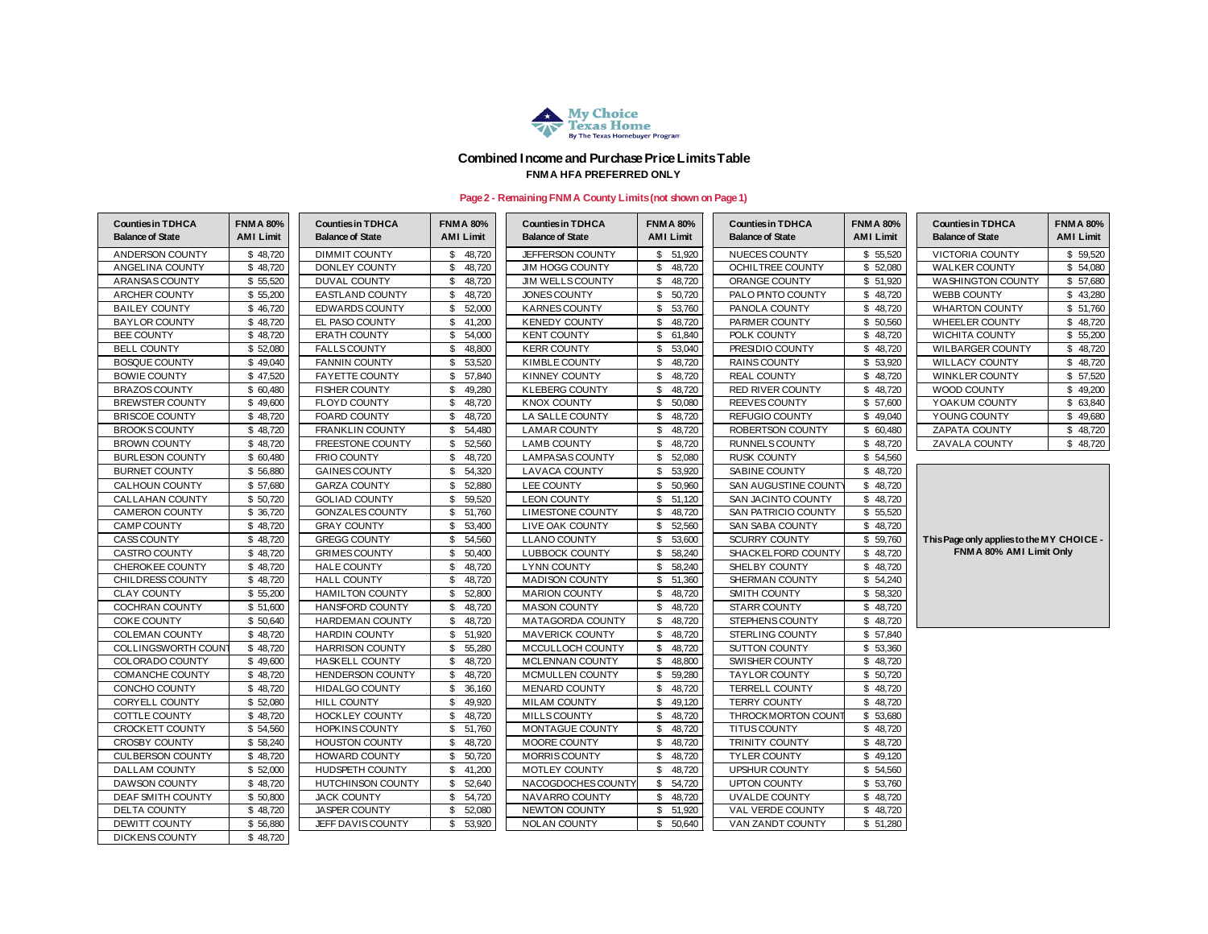My Choice Texas Home
By The Texas Homebuyer Program

## Combined Income and Purchase Price Limits Table

**FNMA HFA PREFERRED ONLY**

**Page 2 - Remaining FNMA County Limits (not shown on Page 1)**

| Counties in TDHCA Balance of State | FNMA 80% AMI Limit |
|---|---|
| ANDERSON COUNTY | $ 48,720 |
| ANGELINA COUNTY | $ 48,720 |
| ARANSAS COUNTY | $ 55,520 |
| ARCHER COUNTY | $ 55,200 |
| BAILEY COUNTY | $ 46,720 |
| BAYLOR COUNTY | $ 48,720 |
| BEE COUNTY | $ 48,720 |
| BELL COUNTY | $ 52,080 |
| BOSQUE COUNTY | $ 49,040 |
| BOWIE COUNTY | $ 47,520 |
| BRAZOS COUNTY | $ 60,480 |
| BREWSTER COUNTY | $ 49,600 |
| BRISCOE COUNTY | $ 48,720 |
| BROOKS COUNTY | $ 48,720 |
| BROWN COUNTY | $ 48,720 |
| BURLESON COUNTY | $ 60,480 |
| BURNET COUNTY | $ 56,880 |
| CALHOUN COUNTY | $ 57,680 |
| CALLAHAN COUNTY | $ 50,720 |
| CAMERON COUNTY | $ 36,720 |
| CAMP COUNTY | $ 48,720 |
| CASS COUNTY | $ 48,720 |
| CASTRO COUNTY | $ 48,720 |
| CHEROKEE COUNTY | $ 48,720 |
| CHILDRESS COUNTY | $ 48,720 |
| CLAY COUNTY | $ 55,200 |
| COCHRAN COUNTY | $ 51,600 |
| COKE COUNTY | $ 50,640 |
| COLEMAN COUNTY | $ 48,720 |
| COLLINGSWORTH COUNT | $ 48,720 |
| COLORADO COUNTY | $ 49,600 |
| COMANCHE COUNTY | $ 48,720 |
| CONCHO COUNTY | $ 48,720 |
| CORYELL COUNTY | $ 52,080 |
| COTTLE COUNTY | $ 48,720 |
| CROCKETT COUNTY | $ 54,560 |
| CROSBY COUNTY | $ 58,240 |
| CULBERSON COUNTY | $ 48,720 |
| DALLAM COUNTY | $ 52,000 |
| DAWSON COUNTY | $ 48,720 |
| DEAF SMITH COUNTY | $ 50,800 |
| DELTA COUNTY | $ 48,720 |
| DEWITT COUNTY | $ 56,880 |
| DICKENS COUNTY | $ 48,720 |

| Counties in TDHCA Balance of State | FNMA 80% AMI Limit |
|---|---|
| DIMMIT COUNTY | $ 48,720 |
| DONLEY COUNTY | $ 48,720 |
| DUVAL COUNTY | $ 48,720 |
| EASTLAND COUNTY | $ 48,720 |
| EDWARDS COUNTY | $ 52,000 |
| EL PASO COUNTY | $ 41,200 |
| ERATH COUNTY | $ 54,000 |
| FALLS COUNTY | $ 48,800 |
| FANNIN COUNTY | $ 53,520 |
| FAYETTE COUNTY | $ 57,840 |
| FISHER COUNTY | $ 49,280 |
| FLOYD COUNTY | $ 48,720 |
| FOARD COUNTY | $ 48,720 |
| FRANKLIN COUNTY | $ 54,480 |
| FREESTONE COUNTY | $ 52,560 |
| FRIO COUNTY | $ 48,720 |
| GAINES COUNTY | $ 54,320 |
| GARZA COUNTY | $ 52,880 |
| GOLIAD COUNTY | $ 59,520 |
| GONZALES COUNTY | $ 51,760 |
| GRAY COUNTY | $ 53,400 |
| GREGG COUNTY | $ 54,560 |
| GRIMES COUNTY | $ 50,400 |
| HALE COUNTY | $ 48,720 |
| HALL COUNTY | $ 48,720 |
| HAMILTON COUNTY | $ 52,800 |
| HANSFORD COUNTY | $ 48,720 |
| HARDEMAN COUNTY | $ 48,720 |
| HARDIN COUNTY | $ 51,920 |
| HARRISON COUNTY | $ 55,280 |
| HASKELL COUNTY | $ 48,720 |
| HENDERSON COUNTY | $ 48,720 |
| HIDALGO COUNTY | $ 36,160 |
| HILL COUNTY | $ 49,920 |
| HOCKLEY COUNTY | $ 48,720 |
| HOPKINS COUNTY | $ 51,760 |
| HOUSTON COUNTY | $ 48,720 |
| HOWARD COUNTY | $ 50,720 |
| HUDSPETH COUNTY | $ 41,200 |
| HUTCHINSON COUNTY | $ 52,640 |
| JACK COUNTY | $ 54,720 |
| JASPER COUNTY | $ 52,080 |
| JEFF DAVIS COUNTY | $ 53,920 |

| Counties in TDHCA Balance of State | FNMA 80% AMI Limit |
|---|---|
| JEFFERSON COUNTY | $ 51,920 |
| JIM HOGG COUNTY | $ 48,720 |
| JIM WELLS COUNTY | $ 48,720 |
| JONES COUNTY | $ 48,720 |
| KARNES COUNTY | $ 53,760 |
| KENEDY COUNTY | $ 48,720 |
| KENT COUNTY | $ 61,840 |
| KERR COUNTY | $ 53,040 |
| KIMBLE COUNTY | $ 48,720 |
| KINNEY COUNTY | $ 48,720 |
| KLEBERG COUNTY | $ 48,720 |
| KNOX COUNTY | $ 50,080 |
| LA SALLE COUNTY | $ 48,720 |
| LAMAR COUNTY | $ 48,720 |
| LAMB COUNTY | $ 48,720 |
| LAMPASAS COUNTY | $ 52,080 |
| LAVACA COUNTY | $ 53,920 |
| LEE COUNTY | $ 50,960 |
| LEON COUNTY | $ 51,120 |
| LIMESTONE COUNTY | $ 48,720 |
| LIVE OAK COUNTY | $ 52,560 |
| LLANO COUNTY | $ 53,600 |
| LUBBOCK COUNTY | $ 58,240 |
| LYNN COUNTY | $ 58,240 |
| MADISON COUNTY | $ 51,360 |
| MARION COUNTY | $ 48,720 |
| MASON COUNTY | $ 48,720 |
| MATAGORDA COUNTY | $ 48,720 |
| MAVERICK COUNTY | $ 48,720 |
| MCCULLOCH COUNTY | $ 48,720 |
| MCLENNAN COUNTY | $ 48,800 |
| MCMULLEN COUNTY | $ 59,280 |
| MENARD COUNTY | $ 48,720 |
| MILAM COUNTY | $ 49,120 |
| MILLS COUNTY | $ 48,720 |
| MONTAGUE COUNTY | $ 48,720 |
| MOORE COUNTY | $ 48,720 |
| MORRIS COUNTY | $ 48,720 |
| MOTLEY COUNTY | $ 48,720 |
| NACOGDOCHES COUNTY | $ 54,720 |
| NAVARRO COUNTY | $ 48,720 |
| NEWTON COUNTY | $ 51,920 |
| NOLAN COUNTY | $ 50,640 |

| Counties in TDHCA Balance of State | FNMA 80% AMI Limit |
|---|---|
| NUECES COUNTY | $ 55,520 |
| OCHILTREE COUNTY | $ 52,080 |
| ORANGE COUNTY | $ 51,920 |
| PALO PINTO COUNTY | $ 48,720 |
| PANOLA COUNTY | $ 48,720 |
| PARMER COUNTY | $ 50,560 |
| POLK COUNTY | $ 48,720 |
| PRESIDIO COUNTY | $ 48,720 |
| RAINS COUNTY | $ 53,920 |
| REAL COUNTY | $ 48,720 |
| RED RIVER COUNTY | $ 48,720 |
| REEVES COUNTY | $ 57,600 |
| REFUGIO COUNTY | $ 49,040 |
| ROBERTSON COUNTY | $ 60,480 |
| RUNNELS COUNTY | $ 48,720 |
| RUSK COUNTY | $ 54,560 |
| SABINE COUNTY | $ 48,720 |
| SAN AUGUSTINE COUNTY | $ 48,720 |
| SAN JACINTO COUNTY | $ 48,720 |
| SAN PATRICIO COUNTY | $ 55,520 |
| SAN SABA COUNTY | $ 48,720 |
| SCURRY COUNTY | $ 59,760 |
| SHACKELFORD COUNTY | $ 48,720 |
| SHELBY COUNTY | $ 48,720 |
| SHERMAN COUNTY | $ 54,240 |
| SMITH COUNTY | $ 58,320 |
| STARR COUNTY | $ 48,720 |
| STEPHENS COUNTY | $ 48,720 |
| STERLING COUNTY | $ 57,840 |
| SUTTON COUNTY | $ 53,360 |
| SWISHER COUNTY | $ 48,720 |
| TAYLOR COUNTY | $ 50,720 |
| TERRELL COUNTY | $ 48,720 |
| TERRY COUNTY | $ 48,720 |
| THROCKMORTON COUNT | $ 53,680 |
| TITUS COUNTY | $ 48,720 |
| TRINITY COUNTY | $ 48,720 |
| TYLER COUNTY | $ 49,120 |
| UPSHUR COUNTY | $ 54,560 |
| UPTON COUNTY | $ 53,760 |
| UVALDE COUNTY | $ 48,720 |
| VAL VERDE COUNTY | $ 48,720 |
| VAN ZANDT COUNTY | $ 51,280 |

| Counties in TDHCA Balance of State | FNMA 80% AMI Limit |
|---|---|
| VICTORIA COUNTY | $ 59,520 |
| WALKER COUNTY | $ 54,080 |
| WASHINGTON COUNTY | $ 57,680 |
| WEBB COUNTY | $ 43,280 |
| WHARTON COUNTY | $ 51,760 |
| WHEELER COUNTY | $ 48,720 |
| WICHITA COUNTY | $ 55,200 |
| WILBARGER COUNTY | $ 48,720 |
| WILLACY COUNTY | $ 48,720 |
| WINKLER COUNTY | $ 57,520 |
| WOOD COUNTY | $ 49,200 |
| YOAKUM COUNTY | $ 63,840 |
| YOUNG COUNTY | $ 49,680 |
| ZAPATA COUNTY | $ 48,720 |
| ZAVALA COUNTY | $ 48,720 |

**This Page only applies to the MY CHOICE - FNMA 80% AMI Limit Only**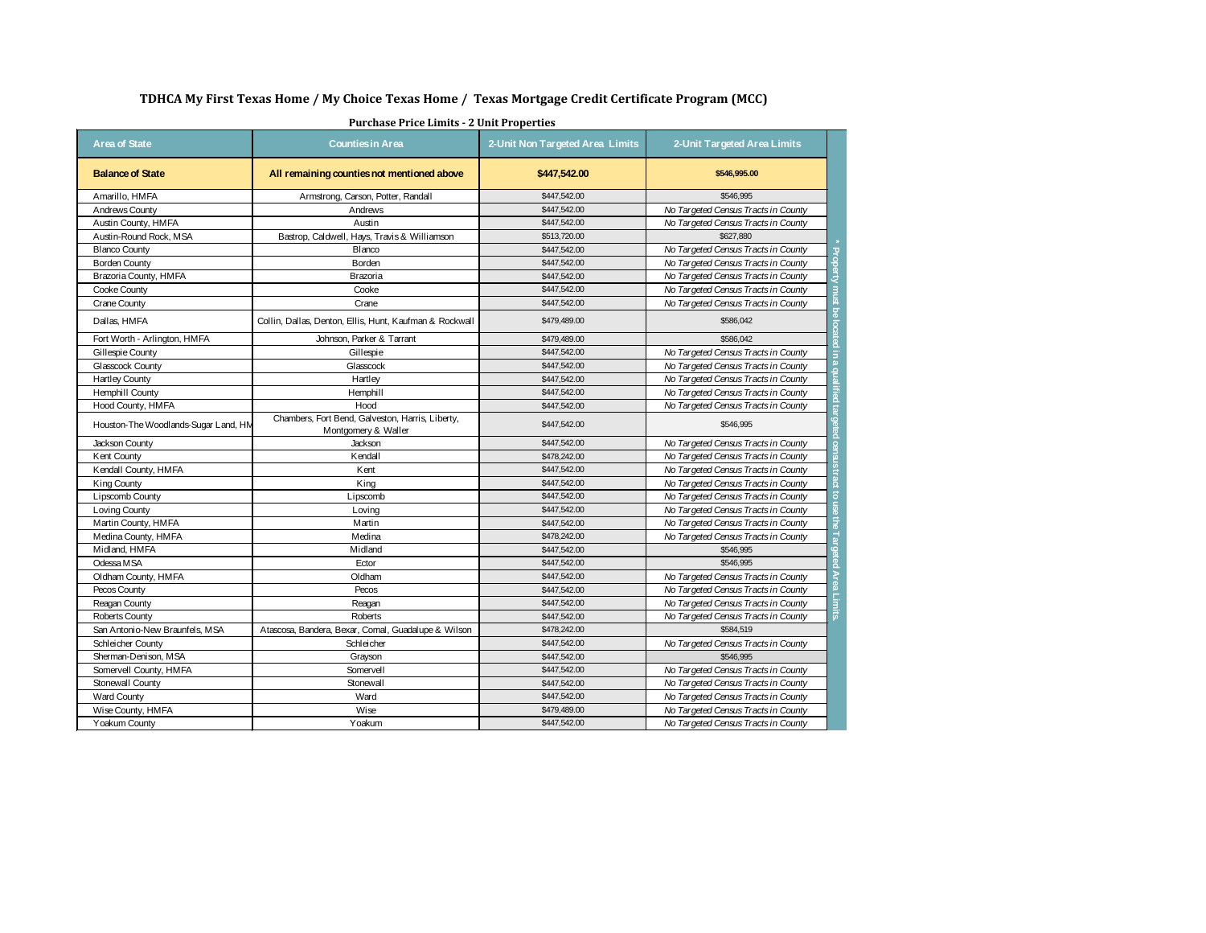## TDHCA My First Texas Home / My Choice Texas Home / Texas Mortgage Credit Certificate Program (MCC)

### Purchase Price Limits - 2 Unit Properties

| Area of State | Counties in Area | 2-Unit Non Targeted Area Limits | 2-Unit Targeted Area Limits |
|---|---|---|---|
| **Balance of State** | **All remaining counties not mentioned above** | **$447,542.00** | **$546,995.00** |
| Amarillo, HMFA | Armstrong, Carson, Potter, Randall | $447,542.00 | $546,995 |
| Andrews County | Andrews | $447,542.00 | *No Targeted Census Tracts in County* |
| Austin County, HMFA | Austin | $447,542.00 | *No Targeted Census Tracts in County* |
| Austin-Round Rock, MSA | Bastrop, Caldwell, Hays, Travis & Williamson | $513,720.00 | $627,880 |
| Blanco County | Blanco | $447,542.00 | *No Targeted Census Tracts in County* |
| Borden County | Borden | $447,542.00 | *No Targeted Census Tracts in County* |
| Brazoria County, HMFA | Brazoria | $447,542.00 | *No Targeted Census Tracts in County* |
| Cooke County | Cooke | $447,542.00 | *No Targeted Census Tracts in County* |
| Crane County | Crane | $447,542.00 | *No Targeted Census Tracts in County* |
| Dallas, HMFA | Collin, Dallas, Denton, Ellis, Hunt, Kaufman & Rockwall | $479,489.00 | $586,042 |
| Fort Worth - Arlington, HMFA | Johnson, Parker & Tarrant | $479,489.00 | $586,042 |
| Gillespie County | Gillespie | $447,542.00 | *No Targeted Census Tracts in County* |
| Glasscock County | Glasscock | $447,542.00 | *No Targeted Census Tracts in County* |
| Hartley County | Hartley | $447,542.00 | *No Targeted Census Tracts in County* |
| Hemphill County | Hemphill | $447,542.00 | *No Targeted Census Tracts in County* |
| Hood County, HMFA | Hood | $447,542.00 | *No Targeted Census Tracts in County* |
| Houston-The Woodlands-Sugar Land, HM | Chambers, Fort Bend, Galveston, Harris, Liberty, Montgomery & Waller | $447,542.00 | $546,995 |
| Jackson County | Jackson | $447,542.00 | *No Targeted Census Tracts in County* |
| Kent County | Kendall | $478,242.00 | *No Targeted Census Tracts in County* |
| Kendall County, HMFA | Kent | $447,542.00 | *No Targeted Census Tracts in County* |
| King County | King | $447,542.00 | *No Targeted Census Tracts in County* |
| Lipscomb County | Lipscomb | $447,542.00 | *No Targeted Census Tracts in County* |
| Loving County | Loving | $447,542.00 | *No Targeted Census Tracts in County* |
| Martin County, HMFA | Martin | $447,542.00 | *No Targeted Census Tracts in County* |
| Medina County, HMFA | Medina | $478,242.00 | *No Targeted Census Tracts in County* |
| Midland, HMFA | Midland | $447,542.00 | $546,995 |
| Odessa MSA | Ector | $447,542.00 | $546,995 |
| Oldham County, HMFA | Oldham | $447,542.00 | *No Targeted Census Tracts in County* |
| Pecos County | Pecos | $447,542.00 | *No Targeted Census Tracts in County* |
| Reagan County | Reagan | $447,542.00 | *No Targeted Census Tracts in County* |
| Roberts County | Roberts | $447,542.00 | *No Targeted Census Tracts in County* |
| San Antonio-New Braunfels, MSA | Atascosa, Bandera, Bexar, Comal, Guadalupe & Wilson | $478,242.00 | $584,519 |
| Schleicher County | Schleicher | $447,542.00 | *No Targeted Census Tracts in County* |
| Sherman-Denison, MSA | Grayson | $447,542.00 | $546,995 |
| Somervell County, HMFA | Somervell | $447,542.00 | *No Targeted Census Tracts in County* |
| Stonewall County | Stonewall | $447,542.00 | *No Targeted Census Tracts in County* |
| Ward County | Ward | $447,542.00 | *No Targeted Census Tracts in County* |
| Wise County, HMFA | Wise | $479,489.00 | *No Targeted Census Tracts in County* |
| Yoakum County | Yoakum | $447,542.00 | *No Targeted Census Tracts in County* |

* Property must be located in a qualified targeted census tract to use the Targeted Area Limits.